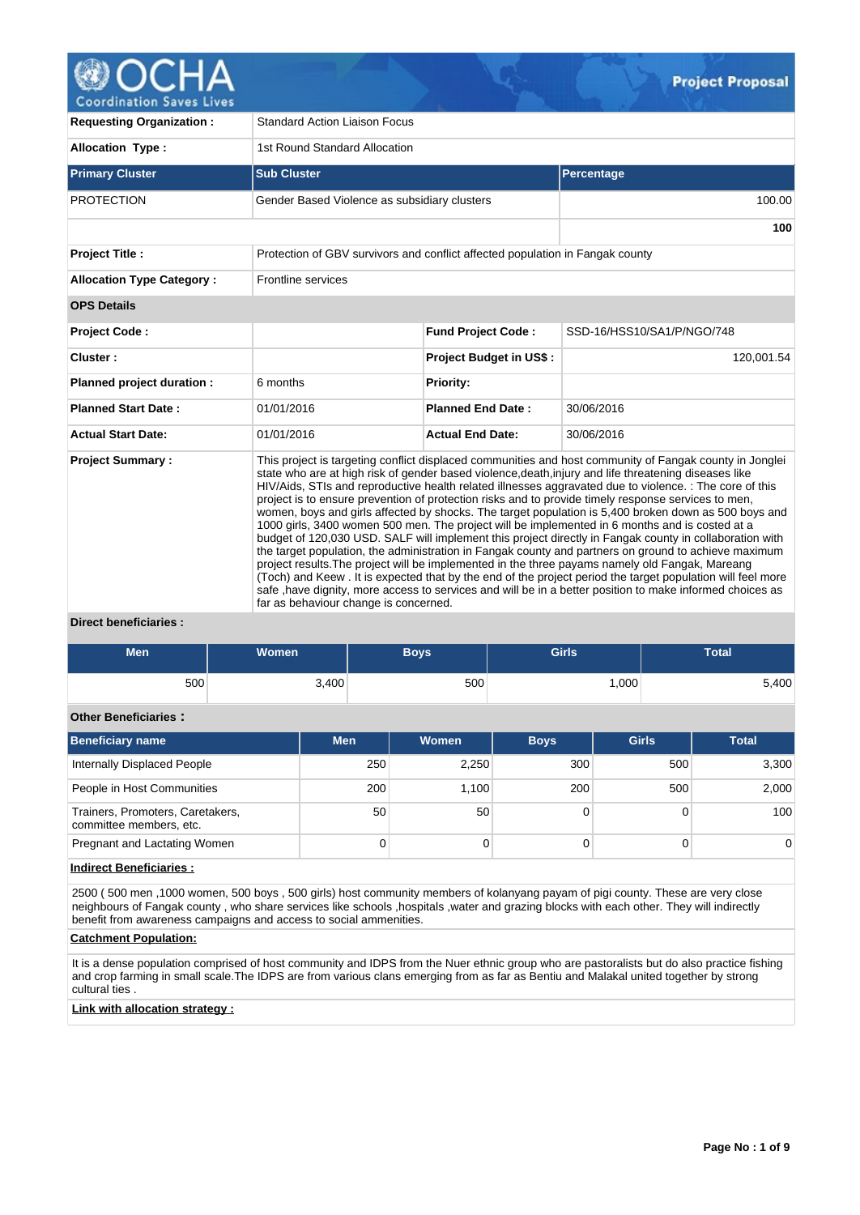# Project Proposal

| | | | |
|---|---|---|---|
| **Requesting Organization :** | Standard Action Liaison Focus | | |
| **Allocation Type :** | 1st Round Standard Allocation | | |

| **Primary Cluster** | **Sub Cluster** | **Percentage** |
|---|---|---|
| PROTECTION | Gender Based Violence as subsidiary clusters | 100.00 |
| | | **100** |

| | |
|---|---|
| **Project Title :** | Protection of GBV survivors and conflict affected population in Fangak county |
| **Allocation Type Category :** | Frontline services |

**OPS Details**

| | | | |
|---|---|---|---|
| **Project Code :** | | **Fund Project Code :** | SSD-16/HSS10/SA1/P/NGO/748 |
| **Cluster :** | | **Project Budget in US$ :** | 120,001.54 |
| **Planned project duration :** | 6 months | **Priority:** | |
| **Planned Start Date :** | 01/01/2016 | **Planned End Date :** | 30/06/2016 |
| **Actual Start Date:** | 01/01/2016 | **Actual End Date:** | 30/06/2016 |

**Project Summary :**

This project is targeting conflict displaced communities and host community of Fangak county in Jonglei state who are at high risk of gender based violence,death,injury and life threatening diseases like HIV/Aids, STIs and reproductive health related illnesses aggravated due to violence. : The core of this project is to ensure prevention of protection risks and to provide timely response services to men, women, boys and girls affected by shocks. The target population is 5,400 broken down as 500 boys and 1000 girls, 3400 women 500 men. The project will be implemented in 6 months and is costed at a budget of 120,030 USD. SALF will implement this project directly in Fangak county in collaboration with the target population, the administration in Fangak county and partners on ground to achieve maximum project results.The project will be implemented in the three payams namely old Fangak, Mareang (Toch) and Keew . It is expected that by the end of the project period the target population will feel more safe ,have dignity, more access to services and will be in a better position to make informed choices as far as behaviour change is concerned.

**Direct beneficiaries :**

| Men | Women | Boys | Girls | Total |
|---|---|---|---|---|
| 500 | 3,400 | 500 | 1,000 | 5,400 |

**Other Beneficiaries :**

| Beneficiary name | Men | Women | Boys | Girls | Total |
|---|---|---|---|---|---|
| Internally Displaced People | 250 | 2,250 | 300 | 500 | 3,300 |
| People in Host Communities | 200 | 1,100 | 200 | 500 | 2,000 |
| Trainers, Promoters, Caretakers, committee members, etc. | 50 | 50 | 0 | 0 | 100 |
| Pregnant and Lactating Women | 0 | 0 | 0 | 0 | 0 |

**Indirect Beneficiaries :**

2500 ( 500 men ,1000 women, 500 boys , 500 girls) host community members of kolanyang payam of pigi county. These are very close neighbours of Fangak county , who share services like schools ,hospitals ,water and grazing blocks with each other. They will indirectly benefit from awareness campaigns and access to social ammenities.

**Catchment Population:**

It is a dense population comprised of host community and IDPS from the Nuer ethnic group who are pastoralists but do also practice fishing and crop farming in small scale.The IDPS are from various clans emerging from as far as Bentiu and Malakal united together by strong cultural ties .

**Link with allocation strategy :**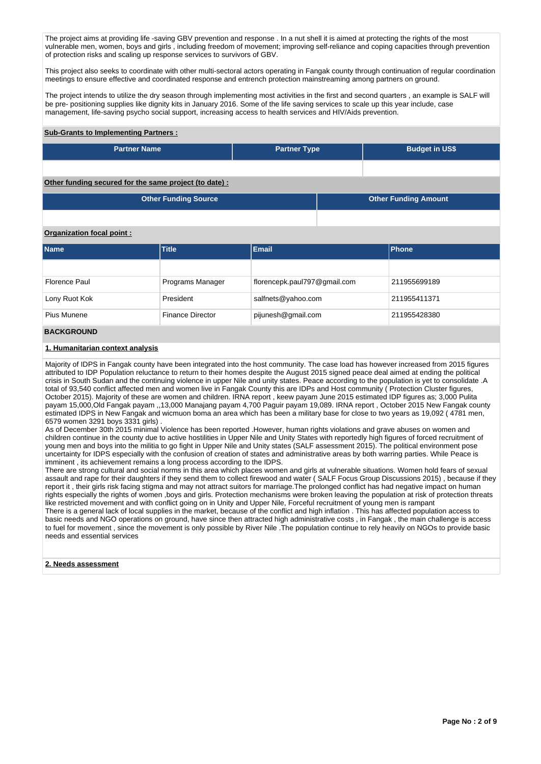The project aims at providing life -saving GBV prevention and response . In a nut shell it is aimed at protecting the rights of the most vulnerable men, women, boys and girls , including freedom of movement; improving self-reliance and coping capacities through prevention of protection risks and scaling up response services to survivors of GBV.

This project also seeks to coordinate with other multi-sectoral actors operating in Fangak county through continuation of regular coordination meetings to ensure effective and coordinated response and entrench protection mainstreaming among partners on ground.

The project intends to utilize the dry season through implementing most activities in the first and second quarters , an example is SALF will be pre- positioning supplies like dignity kits in January 2016. Some of the life saving services to scale up this year include, case management, life-saving psycho social support, increasing access to health services and HIV/Aids prevention.

**Sub-Grants to Implementing Partners :**

| Partner Name | Partner Type | Budget in US$ |
|---|---|---|
| | | |

**Other funding secured for the same project (to date) :**

| Other Funding Source | Other Funding Amount |
|---|---|
| | |

**Organization focal point :**

| Name | Title | Email | Phone |
|---|---|---|---|
| | | | |
| Florence Paul | Programs Manager | florencepk.paul797@gmail.com | 211955699189 |
| Lony Ruot Kok | President | salfnets@yahoo.com | 211955411371 |
| Pius Munene | Finance Director | pijunesh@gmail.com | 211955428380 |

## BACKGROUND

**1. Humanitarian context analysis**

Majority of IDPS in Fangak county have been integrated into the host community. The case load has however increased from 2015 figures attributed to IDP Population reluctance to return to their homes despite the August 2015 signed peace deal aimed at ending the political crisis in South Sudan and the continuing violence in upper Nile and unity states. Peace according to the population is yet to consolidate .A total of 93,540 conflict affected men and women live in Fangak County this are IDPs and Host community ( Protection Cluster figures, October 2015). Majority of these are women and children. IRNA report , keew payam June 2015 estimated IDP figures as; 3,000 Pulita payam 15,000,Old Fangak payam ,,13,000 Manajang payam 4,700 Paguir payam 19,089. IRNA report , October 2015 New Fangak county estimated IDPS in New Fangak and wicmuon boma an area which has been a military base for close to two years as 19,092 ( 4781 men, 6579 women 3291 boys 3331 girls) .
As of December 30th 2015 minimal Violence has been reported .However, human rights violations and grave abuses on women and children continue in the county due to active hostilities in Upper Nile and Unity States with reportedly high figures of forced recruitment of young men and boys into the militia to go fight in Upper Nile and Unity states (SALF assessment 2015). The political environment pose uncertainty for IDPS especially with the confusion of creation of states and administrative areas by both warring parties. While Peace is imminent , its achievement remains a long process according to the IDPS.
There are strong cultural and social norms in this area which places women and girls at vulnerable situations. Women hold fears of sexual assault and rape for their daughters if they send them to collect firewood and water ( SALF Focus Group Discussions 2015) , because if they report it , their girls risk facing stigma and may not attract suitors for marriage.The prolonged conflict has had negative impact on human rights especially the rights of women ,boys and girls. Protection mechanisms were broken leaving the population at risk of protection threats like restricted movement and with conflict going on in Unity and Upper Nile, Forceful recruitment of young men is rampant
There is a general lack of local supplies in the market, because of the conflict and high inflation . This has affected population access to basic needs and NGO operations on ground, have since then attracted high administrative costs , in Fangak , the main challenge is access to fuel for movement , since the movement is only possible by River Nile .The population continue to rely heavily on NGOs to provide basic needs and essential services

**2. Needs assessment**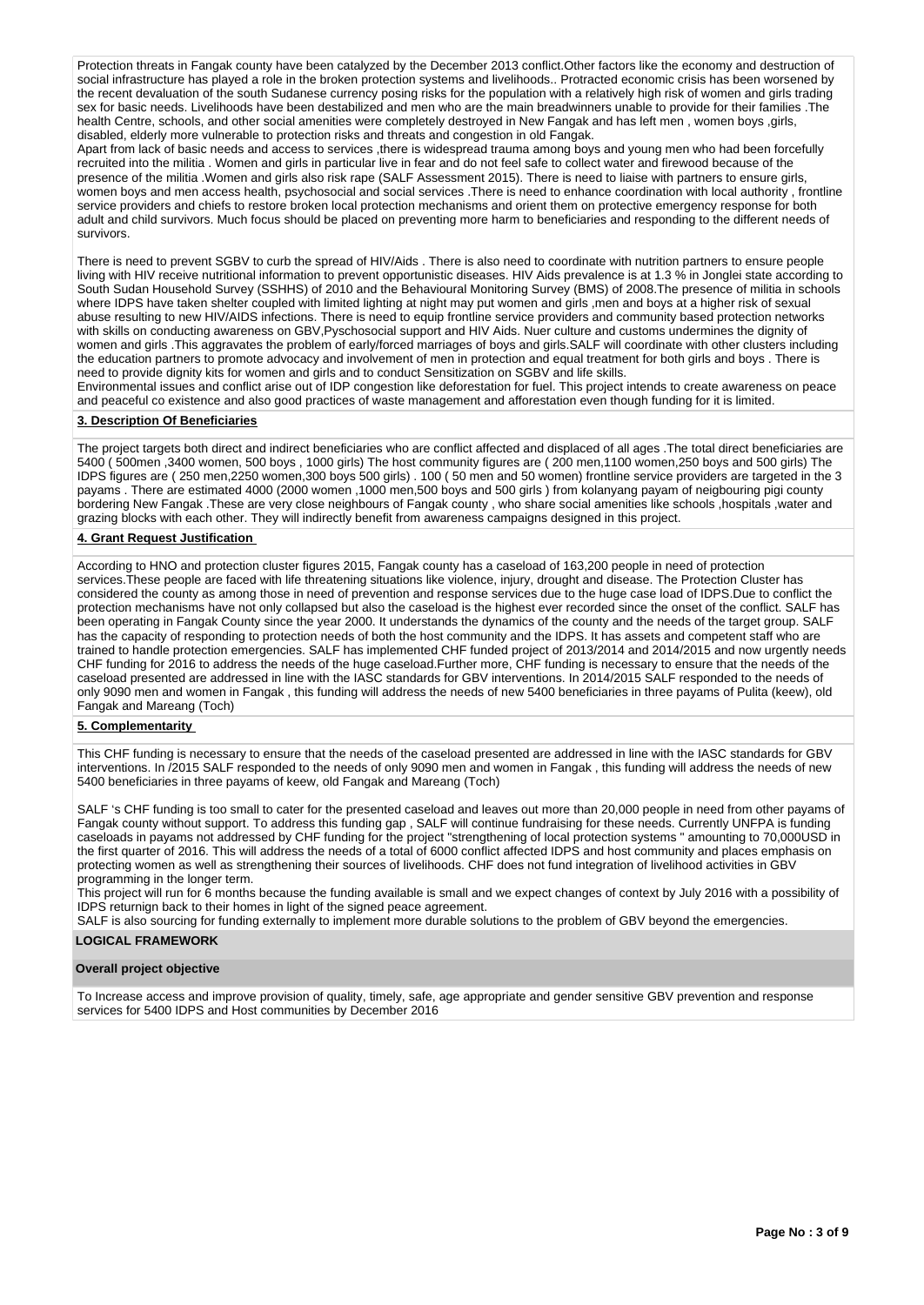Protection threats in Fangak county have been catalyzed by the December 2013 conflict.Other factors like the economy and destruction of social infrastructure has played a role in the broken protection systems and livelihoods.. Protracted economic crisis has been worsened by the recent devaluation of the south Sudanese currency posing risks for the population with a relatively high risk of women and girls trading sex for basic needs. Livelihoods have been destabilized and men who are the main breadwinners unable to provide for their families .The health Centre, schools, and other social amenities were completely destroyed in New Fangak and has left men , women boys ,girls, disabled, elderly more vulnerable to protection risks and threats and congestion in old Fangak.
Apart from lack of basic needs and access to services ,there is widespread trauma among boys and young men who had been forcefully recruited into the militia . Women and girls in particular live in fear and do not feel safe to collect water and firewood because of the presence of the militia .Women and girls also risk rape (SALF Assessment 2015). There is need to liaise with partners to ensure girls, women boys and men access health, psychosocial and social services .There is need to enhance coordination with local authority , frontline service providers and chiefs to restore broken local protection mechanisms and orient them on protective emergency response for both adult and child survivors. Much focus should be placed on preventing more harm to beneficiaries and responding to the different needs of survivors.

There is need to prevent SGBV to curb the spread of HIV/Aids . There is also need to coordinate with nutrition partners to ensure people living with HIV receive nutritional information to prevent opportunistic diseases. HIV Aids prevalence is at 1.3 % in Jonglei state according to South Sudan Household Survey (SSHHS) of 2010 and the Behavioural Monitoring Survey (BMS) of 2008.The presence of militia in schools where IDPS have taken shelter coupled with limited lighting at night may put women and girls ,men and boys at a higher risk of sexual abuse resulting to new HIV/AIDS infections. There is need to equip frontline service providers and community based protection networks with skills on conducting awareness on GBV,Pyschosocial support and HIV Aids. Nuer culture and customs undermines the dignity of women and girls .This aggravates the problem of early/forced marriages of boys and girls.SALF will coordinate with other clusters including the education partners to promote advocacy and involvement of men in protection and equal treatment for both girls and boys . There is need to provide dignity kits for women and girls and to conduct Sensitization on SGBV and life skills.
Environmental issues and conflict arise out of IDP congestion like deforestation for fuel. This project intends to create awareness on peace and peaceful co existence and also good practices of waste management and afforestation even though funding for it is limited.

**3. Description Of Beneficiaries**

The project targets both direct and indirect beneficiaries who are conflict affected and displaced of all ages .The total direct beneficiaries are 5400 ( 500men ,3400 women, 500 boys , 1000 girls) The host community figures are ( 200 men,1100 women,250 boys and 500 girls) The IDPS figures are ( 250 men,2250 women,300 boys 500 girls) . 100 ( 50 men and 50 women) frontline service providers are targeted in the 3 payams . There are estimated 4000 (2000 women ,1000 men,500 boys and 500 girls ) from kolanyang payam of neigbouring pigi county bordering New Fangak .These are very close neighbours of Fangak county , who share social amenities like schools ,hospitals ,water and grazing blocks with each other. They will indirectly benefit from awareness campaigns designed in this project.

**4. Grant Request Justification**

According to HNO and protection cluster figures 2015, Fangak county has a caseload of 163,200 people in need of protection services.These people are faced with life threatening situations like violence, injury, drought and disease. The Protection Cluster has considered the county as among those in need of prevention and response services due to the huge case load of IDPS.Due to conflict the protection mechanisms have not only collapsed but also the caseload is the highest ever recorded since the onset of the conflict. SALF has been operating in Fangak County since the year 2000. It understands the dynamics of the county and the needs of the target group. SALF has the capacity of responding to protection needs of both the host community and the IDPS. It has assets and competent staff who are trained to handle protection emergencies. SALF has implemented CHF funded project of 2013/2014 and 2014/2015 and now urgently needs CHF funding for 2016 to address the needs of the huge caseload.Further more, CHF funding is necessary to ensure that the needs of the caseload presented are addressed in line with the IASC standards for GBV interventions. In 2014/2015 SALF responded to the needs of only 9090 men and women in Fangak , this funding will address the needs of new 5400 beneficiaries in three payams of Pulita (keew), old Fangak and Mareang (Toch)

**5. Complementarity**

This CHF funding is necessary to ensure that the needs of the caseload presented are addressed in line with the IASC standards for GBV interventions. In /2015 SALF responded to the needs of only 9090 men and women in Fangak , this funding will address the needs of new 5400 beneficiaries in three payams of keew, old Fangak and Mareang (Toch)

SALF 's CHF funding is too small to cater for the presented caseload and leaves out more than 20,000 people in need from other payams of Fangak county without support. To address this funding gap , SALF will continue fundraising for these needs. Currently UNFPA is funding caseloads in payams not addressed by CHF funding for the project "strengthening of local protection systems " amounting to 70,000USD in the first quarter of 2016. This will address the needs of a total of 6000 conflict affected IDPS and host community and places emphasis on protecting women as well as strengthening their sources of livelihoods. CHF does not fund integration of livelihood activities in GBV programming in the longer term.
This project will run for 6 months because the funding available is small and we expect changes of context by July 2016 with a possibility of IDPS returnign back to their homes in light of the signed peace agreement.
SALF is also sourcing for funding externally to implement more durable solutions to the problem of GBV beyond the emergencies.

**LOGICAL FRAMEWORK**

**Overall project objective**

To Increase access and improve provision of quality, timely, safe, age appropriate and gender sensitive GBV prevention and response services for 5400 IDPS and Host communities by December 2016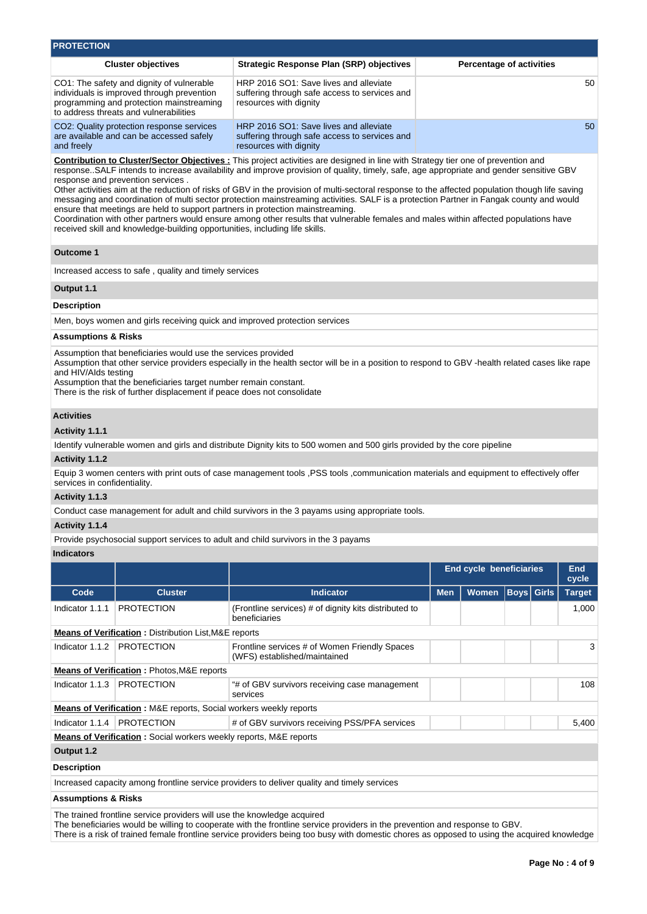## PROTECTION

| Cluster objectives | Strategic Response Plan (SRP) objectives | Percentage of activities |
|---|---|---|
| CO1: The safety and dignity of vulnerable individuals is improved through prevention programming and protection mainstreaming to address threats and vulnerabilities | HRP 2016 SO1: Save lives and alleviate suffering through safe access to services and resources with dignity | 50 |
| CO2: Quality protection response services are available and can be accessed safely and freely | HRP 2016 SO1: Save lives and alleviate suffering through safe access to services and resources with dignity | 50 |

**Contribution to Cluster/Sector Objectives :** This project activities are designed in line with Strategy tier one of prevention and response..SALF intends to increase availability and improve provision of quality, timely, safe, age appropriate and gender sensitive GBV response and prevention services .
Other activities aim at the reduction of risks of GBV in the provision of multi-sectoral response to the affected population though life saving messaging and coordination of multi sector protection mainstreaming activities. SALF is a protection Partner in Fangak county and would ensure that meetings are held to support partners in protection mainstreaming.
Coordination with other partners would ensure among other results that vulnerable females and males within affected populations have received skill and knowledge-building opportunities, including life skills.

### Outcome 1

Increased access to safe , quality and timely services

### Output 1.1

**Description**

Men, boys women and girls receiving quick and improved protection services

**Assumptions & Risks**

Assumption that beneficiaries would use the services provided
Assumption that other service providers especially in the health sector will be in a position to respond to GBV -health related cases like rape and HIV/AIds testing
Assumption that the beneficiaries target number remain constant.
There is the risk of further displacement if peace does not consolidate

**Activities**

**Activity 1.1.1**

Identify vulnerable women and girls and distribute Dignity kits to 500 women and 500 girls provided by the core pipeline

**Activity 1.1.2**

Equip 3 women centers with print outs of case management tools ,PSS tools ,communication materials and equipment to effectively offer services in confidentiality.

**Activity 1.1.3**

Conduct case management for adult and child survivors in the 3 payams using appropriate tools.

**Activity 1.1.4**

Provide psychosocial support services to adult and child survivors in the 3 payams

**Indicators**

| | | | End cycle beneficiaries | | | | End cycle |
|---|---|---|---|---|---|---|---|
| Code | Cluster | Indicator | Men | Women | Boys | Girls | Target |
| Indicator 1.1.1 | PROTECTION | (Frontline services) # of dignity kits distributed to beneficiaries | | | | | 1,000 |
| **Means of Verification :** Distribution List,M&E reports | | | | | | | |
| Indicator 1.1.2 | PROTECTION | Frontline services # of Women Friendly Spaces (WFS) established/maintained | | | | | 3 |
| **Means of Verification :** Photos,M&E reports | | | | | | | |
| Indicator 1.1.3 | PROTECTION | "# of GBV survivors receiving case management services | | | | | 108 |
| **Means of Verification :** M&E reports, Social workers weekly reports | | | | | | | |
| Indicator 1.1.4 | PROTECTION | # of GBV survivors receiving PSS/PFA services | | | | | 5,400 |
| **Means of Verification :** Social workers weekly reports, M&E reports | | | | | | | |

### Output 1.2

**Description**

Increased capacity among frontline service providers to deliver quality and timely services

**Assumptions & Risks**

The trained frontline service providers will use the knowledge acquired
The beneficiaries would be willing to cooperate with the frontline service providers in the prevention and response to GBV.
There is a risk of trained female frontline service providers being too busy with domestic chores as opposed to using the acquired knowledge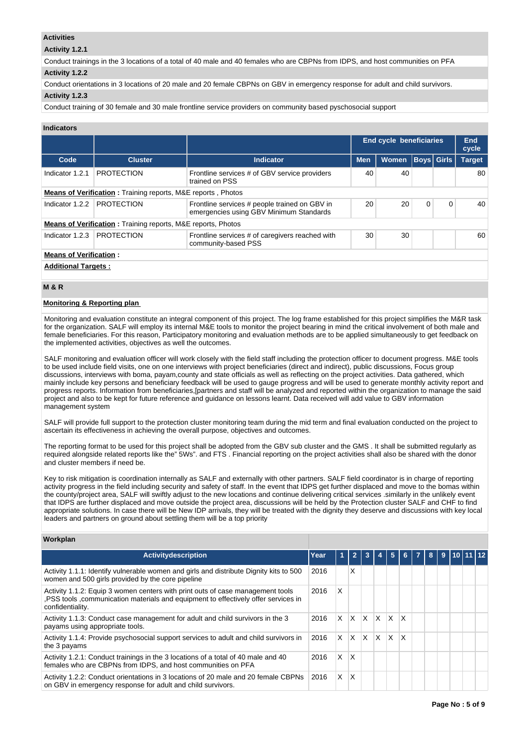### Activities

**Activity 1.2.1**

Conduct trainings in the 3 locations of a total of 40 male and 40 females who are CBPNs from IDPS, and host communities on PFA

**Activity 1.2.2**

Conduct orientations in 3 locations of 20 male and 20 female CBPNs on GBV in emergency response for adult and child survivors.

**Activity 1.2.3**

Conduct training of 30 female and 30 male frontline service providers on community based pyschosocial support

### Indicators

| | | | End cycle beneficiaries | | | | End cycle |
|---|---|---|---|---|---|---|---|
| **Code** | **Cluster** | **Indicator** | **Men** | **Women** | **Boys** | **Girls** | **Target** |
| Indicator 1.2.1 | PROTECTION | Frontline services # of GBV service providers trained on PSS | 40 | 40 | | | 80 |
| **Means of Verification :** Training reports, M&E reports , Photos | | | | | | | |
| Indicator 1.2.2 | PROTECTION | Frontline services # people trained on GBV in emergencies using GBV Minimum Standards | 20 | 20 | 0 | 0 | 40 |
| **Means of Verification :** Training reports, M&E reports, Photos | | | | | | | |
| Indicator 1.2.3 | PROTECTION | Frontline services # of caregivers reached with community-based PSS | 30 | 30 | | | 60 |
| **Means of Verification :** | | | | | | | |

**Additional Targets :**

### M & R

**Monitoring & Reporting plan**

Monitoring and evaluation constitute an integral component of this project. The log frame established for this project simplifies the M&R task for the organization. SALF will employ its internal M&E tools to monitor the project bearing in mind the critical involvement of both male and female beneficiaries. For this reason, Participatory monitoring and evaluation methods are to be applied simultaneously to get feedback on the implemented activities, objectives as well the outcomes.

SALF monitoring and evaluation officer will work closely with the field staff including the protection officer to document progress. M&E tools to be used include field visits, one on one interviews with project beneficiaries (direct and indirect), public discussions, Focus group discussions, interviews with boma, payam,county and state officials as well as reflecting on the project activities. Data gathered, which mainly include key persons and beneficiary feedback will be used to gauge progress and will be used to generate monthly activity report and progress reports. Information from beneficiaries,[partners and staff will be analyzed and reported within the organization to manage the said project and also to be kept for future reference and guidance on lessons learnt. Data received will add value to GBV information management system

SALF will provide full support to the protection cluster monitoring team during the mid term and final evaluation conducted on the project to ascertain its effectiveness in achieving the overall purpose, objectives and outcomes.

The reporting format to be used for this project shall be adopted from the GBV sub cluster and the GMS . It shall be submitted regularly as required alongside related reports like the" 5Ws". and FTS . Financial reporting on the project activities shall also be shared with the donor and cluster members if need be.

Key to risk mitigation is coordination internally as SALF and externally with other partners. SALF field coordinator is in charge of reporting activity progress in the field including security and safety of staff. In the event that IDPS get further displaced and move to the bomas within the county/project area, SALF will swiftly adjust to the new locations and continue delivering critical services .similarly in the unlikely event that IDPS are further displaced and move outside the project area, discussions will be held by the Protection cluster SALF and CHF to find appropriate solutions. In case there will be New IDP arrivals, they will be treated with the dignity they deserve and discussions with key local leaders and partners on ground about settling them will be a top priority

### Workplan

| Activitydescription | Year | 1 | 2 | 3 | 4 | 5 | 6 | 7 | 8 | 9 | 10 | 11 | 12 |
|---|---|---|---|---|---|---|---|---|---|---|---|---|---|
| Activity 1.1.1: Identify vulnerable women and girls and distribute Dignity kits to 500 women and 500 girls provided by the core pipeline | 2016 | | X | | | | | | | | | | |
| Activity 1.1.2: Equip 3 women centers with print outs of case management tools ,PSS tools ,communication materials and equipment to effectively offer services in confidentiality. | 2016 | X | | | | | | | | | | | |
| Activity 1.1.3: Conduct case management for adult and child survivors in the 3 payams using appropriate tools. | 2016 | X | X | X | X | X | X | | | | | | |
| Activity 1.1.4: Provide psychosocial support services to adult and child survivors in the 3 payams | 2016 | X | X | X | X | X | X | | | | | | |
| Activity 1.2.1: Conduct trainings in the 3 locations of a total of 40 male and 40 females who are CBPNs from IDPS, and host communities on PFA | 2016 | X | X | | | | | | | | | | |
| Activity 1.2.2: Conduct orientations in 3 locations of 20 male and 20 female CBPNs on GBV in emergency response for adult and child survivors. | 2016 | X | X | | | | | | | | | | |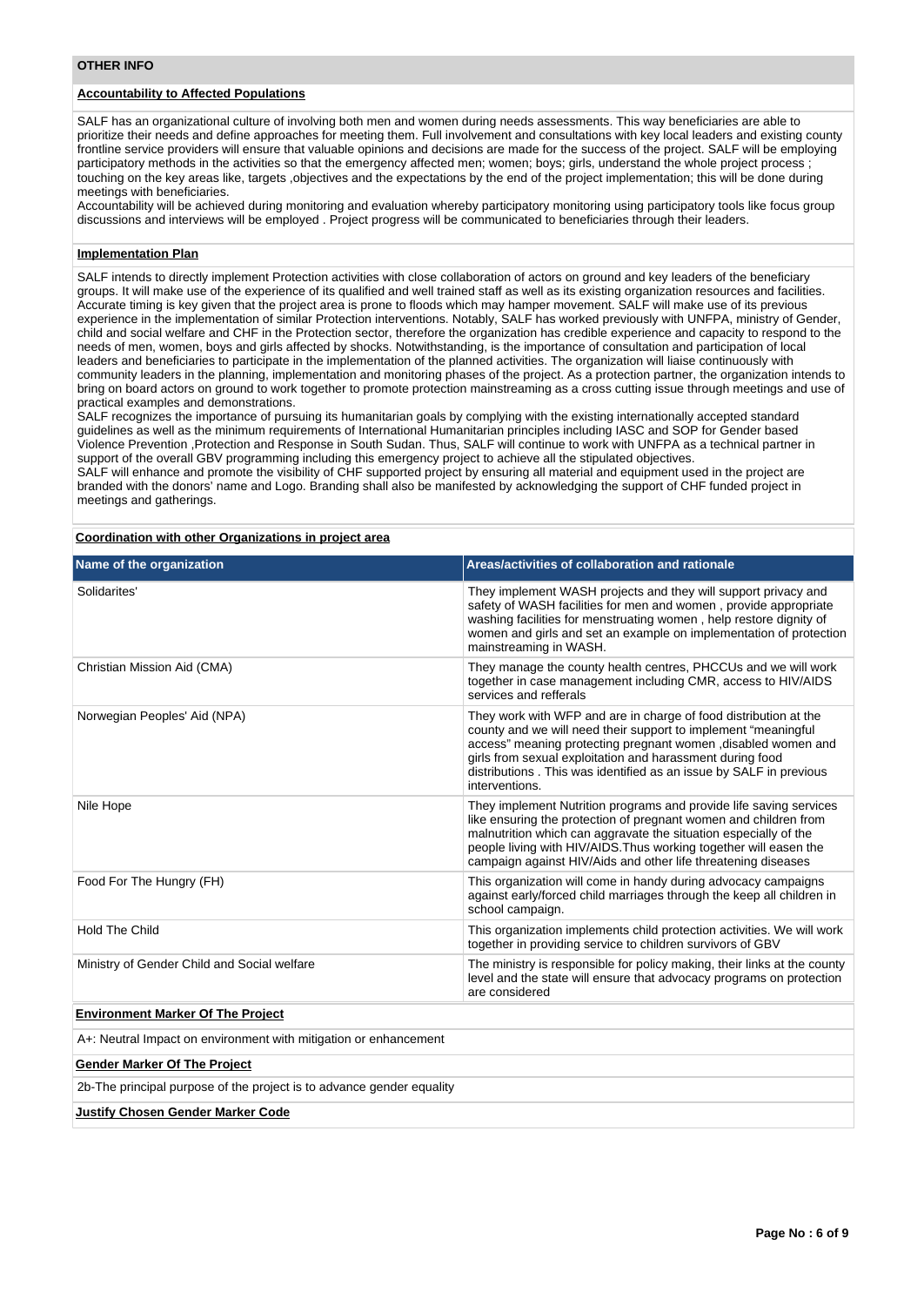## OTHER INFO

**Accountability to Affected Populations**

SALF has an organizational culture of involving both men and women during needs assessments. This way beneficiaries are able to prioritize their needs and define approaches for meeting them. Full involvement and consultations with key local leaders and existing county frontline service providers will ensure that valuable opinions and decisions are made for the success of the project. SALF will be employing participatory methods in the activities so that the emergency affected men; women; boys; girls, understand the whole project process ; touching on the key areas like, targets ,objectives and the expectations by the end of the project implementation; this will be done during meetings with beneficiaries.
Accountability will be achieved during monitoring and evaluation whereby participatory monitoring using participatory tools like focus group discussions and interviews will be employed . Project progress will be communicated to beneficiaries through their leaders.

**Implementation Plan**

SALF intends to directly implement Protection activities with close collaboration of actors on ground and key leaders of the beneficiary groups. It will make use of the experience of its qualified and well trained staff as well as its existing organization resources and facilities. Accurate timing is key given that the project area is prone to floods which may hamper movement. SALF will make use of its previous experience in the implementation of similar Protection interventions. Notably, SALF has worked previously with UNFPA, ministry of Gender, child and social welfare and CHF in the Protection sector, therefore the organization has credible experience and capacity to respond to the needs of men, women, boys and girls affected by shocks. Notwithstanding, is the importance of consultation and participation of local leaders and beneficiaries to participate in the implementation of the planned activities. The organization will liaise continuously with community leaders in the planning, implementation and monitoring phases of the project. As a protection partner, the organization intends to bring on board actors on ground to work together to promote protection mainstreaming as a cross cutting issue through meetings and use of practical examples and demonstrations.
SALF recognizes the importance of pursuing its humanitarian goals by complying with the existing internationally accepted standard guidelines as well as the minimum requirements of International Humanitarian principles including IASC and SOP for Gender based Violence Prevention ,Protection and Response in South Sudan. Thus, SALF will continue to work with UNFPA as a technical partner in support of the overall GBV programming including this emergency project to achieve all the stipulated objectives.
SALF will enhance and promote the visibility of CHF supported project by ensuring all material and equipment used in the project are branded with the donors' name and Logo. Branding shall also be manifested by acknowledging the support of CHF funded project in meetings and gatherings.

**Coordination with other Organizations in project area**

| Name of the organization | Areas/activities of collaboration and rationale |
|---|---|
| Solidarites' | They implement WASH projects and they will support privacy and safety of WASH facilities for men and women , provide appropriate washing facilities for menstruating women , help restore dignity of women and girls and set an example on implementation of protection mainstreaming in WASH. |
| Christian Mission Aid (CMA) | They manage the county health centres, PHCCUs and we will work together in case management including CMR, access to HIV/AIDS services and refferals |
| Norwegian Peoples' Aid (NPA) | They work with WFP and are in charge of food distribution at the county and we will need their support to implement "meaningful access" meaning protecting pregnant women ,disabled women and girls from sexual exploitation and harassment during food distributions . This was identified as an issue by SALF in previous interventions. |
| Nile Hope | They implement Nutrition programs and provide life saving services like ensuring the protection of pregnant women and children from malnutrition which can aggravate the situation especially of the people living with HIV/AIDS.Thus working together will easen the campaign against HIV/Aids and other life threatening diseases |
| Food For The Hungry (FH) | This organization will come in handy during advocacy campaigns against early/forced child marriages through the keep all children in school campaign. |
| Hold The Child | This organization implements child protection activities. We will work together in providing service to children survivors of GBV |
| Ministry of Gender Child and Social welfare | The ministry is responsible for policy making, their links at the county level and the state will ensure that advocacy programs on protection are considered |

**Environment Marker Of The Project**

A+: Neutral Impact on environment with mitigation or enhancement

**Gender Marker Of The Project**

2b-The principal purpose of the project is to advance gender equality

**Justify Chosen Gender Marker Code**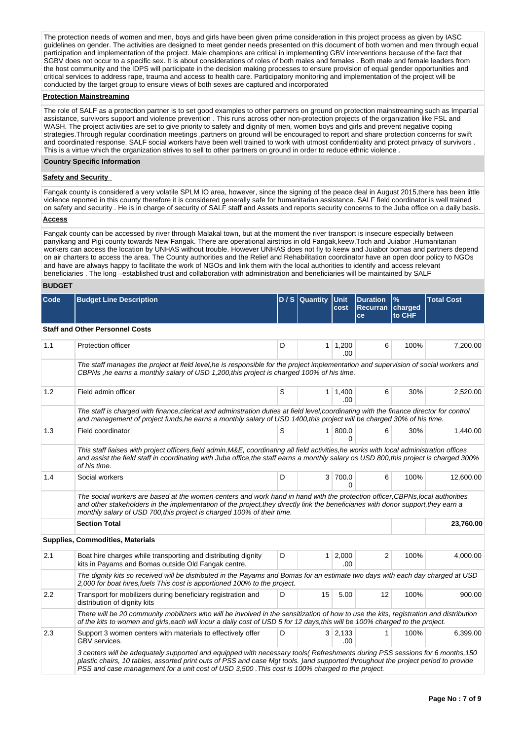The protection needs of women and men, boys and girls have been given prime consideration in this project process as given by IASC guidelines on gender. The activities are designed to meet gender needs presented on this document of both women and men through equal participation and implementation of the project. Male champions are critical in implementing GBV interventions because of the fact that SGBV does not occur to a specific sex. It is about considerations of roles of both males and females . Both male and female leaders from the host community and the IDPS will participate in the decision making processes to ensure provision of equal gender opportunities and critical services to address rape, trauma and access to health care. Participatory monitoring and implementation of the project will be conducted by the target group to ensure views of both sexes are captured and incorporated

**Protection Mainstreaming**

The role of SALF as a protection partner is to set good examples to other partners on ground on protection mainstreaming such as Impartial assistance, survivors support and violence prevention . This runs across other non-protection projects of the organization like FSL and WASH. The project activities are set to give priority to safety and dignity of men, women boys and girls and prevent negative coping strategies.Through regular coordination meetings ,partners on ground will be encouraged to report and share protection concerns for swift and coordinated response. SALF social workers have been well trained to work with utmost confidentiality and protect privacy of survivors . This is a virtue which the organization strives to sell to other partners on ground in order to reduce ethnic violence .

**Country Specific Information**

**Safety and Security**

Fangak county is considered a very volatile SPLM IO area, however, since the signing of the peace deal in August 2015,there has been little violence reported in this county therefore it is considered generally safe for humanitarian assistance. SALF field coordinator is well trained on safety and security . He is in charge of security of SALF staff and Assets and reports security concerns to the Juba office on a daily basis.

**Access**

Fangak county can be accessed by river through Malakal town, but at the moment the river transport is insecure especially between panyikang and Pigi county towards New Fangak. There are operational airstrips in old Fangak,keew,Toch and Juiabor .Humanitarian workers can access the location by UNHAS without trouble. However UNHAS does not fly to keew and Juiabor bomas and partners depend on air charters to access the area. The County authorities and the Relief and Rehabilitation coordinator have an open door policy to NGOs and have are always happy to facilitate the work of NGOs and link them with the local authorities to identify and access relevant beneficiaries . The long –established trust and collaboration with administration and beneficiaries will be maintained by SALF

## BUDGET

| Code | Budget Line Description | D / S | Quantity | Unit cost | Duration Recurrance | % charged to CHF | Total Cost |
|---|---|---|---|---|---|---|---|
| **Staff and Other Personnel Costs** | | | | | | | |
| 1.1 | Protection officer | D | 1 | 1,200.00 | 6 | 100% | 7,200.00 |
| | *The staff manages the project at field level,he is responsible for the project implementation and supervision of social workers and CBPNs ,he earns a monthly salary of USD 1,200,this project is charged 100% of his time.* | | | | | | |
| 1.2 | Field admin officer | S | 1 | 1,400.00 | 6 | 30% | 2,520.00 |
| | *The staff is charged with finance,clerical and adminstration duties at field level,coordinating with the finance director for control and management of project funds,he earns a monthly salary of USD 1400,this project will be charged 30% of his time.* | | | | | | |
| 1.3 | Field coordinator | S | 1 | 800.00 | 6 | 30% | 1,440.00 |
| | *This staff liaises with project officers,field admin,M&E, coordinating all field activities,he works with local administration offices and assist the field staff in coordinating with Juba office,the staff earns a monthly salary os USD 800,this project is charged 300% of his time.* | | | | | | |
| 1.4 | Social workers | D | 3 | 700.00 | 6 | 100% | 12,600.00 |
| | *The social workers are based at the women centers and work hand in hand with the protection officer,CBPNs,local authorities and other stakeholders in the implementation of the project,they directly link the beneficiaries with donor support,they earn a monthly salary of USD 700,this project is charged 100% of their time.* | | | | | | |
| | **Section Total** | | | | | | **23,760.00** |
| **Supplies, Commodities, Materials** | | | | | | | |
| 2.1 | Boat hire charges while transporting and distributing dignity kits in Payams and Bomas outside Old Fangak centre. | D | 1 | 2,000.00 | 2 | 100% | 4,000.00 |
| | *The dignity kits so received will be distributed in the Payams and Bomas for an estimate two days with each day charged at USD 2,000 for boat hires,fuels This cost is apportioned 100% to the project.* | | | | | | |
| 2.2 | Transport for mobilizers during beneficiary registration and distribution of dignity kits | D | 15 | 5.00 | 12 | 100% | 900.00 |
| | *There will be 20 community mobilizers who will be involved in the sensitization of how to use the kits, registration and distribution of the kits to women and girls,each will incur a daily cost of USD 5 for 12 days,this will be 100% charged to the project.* | | | | | | |
| 2.3 | Support 3 women centers with materials to effectively offer GBV services. | D | 3 | 2,133.00 | 1 | 100% | 6,399.00 |
| | *3 centers will be adequately supported and equipped with necessary tools( Refreshments during PSS sessions for 6 months,150 plastic chairs, 10 tables, assorted print outs of PSS and case Mgt tools. )and supported throughout the project period to provide PSS and case management for a unit cost of USD 3,500 .This cost is 100% charged to the project.* | | | | | | |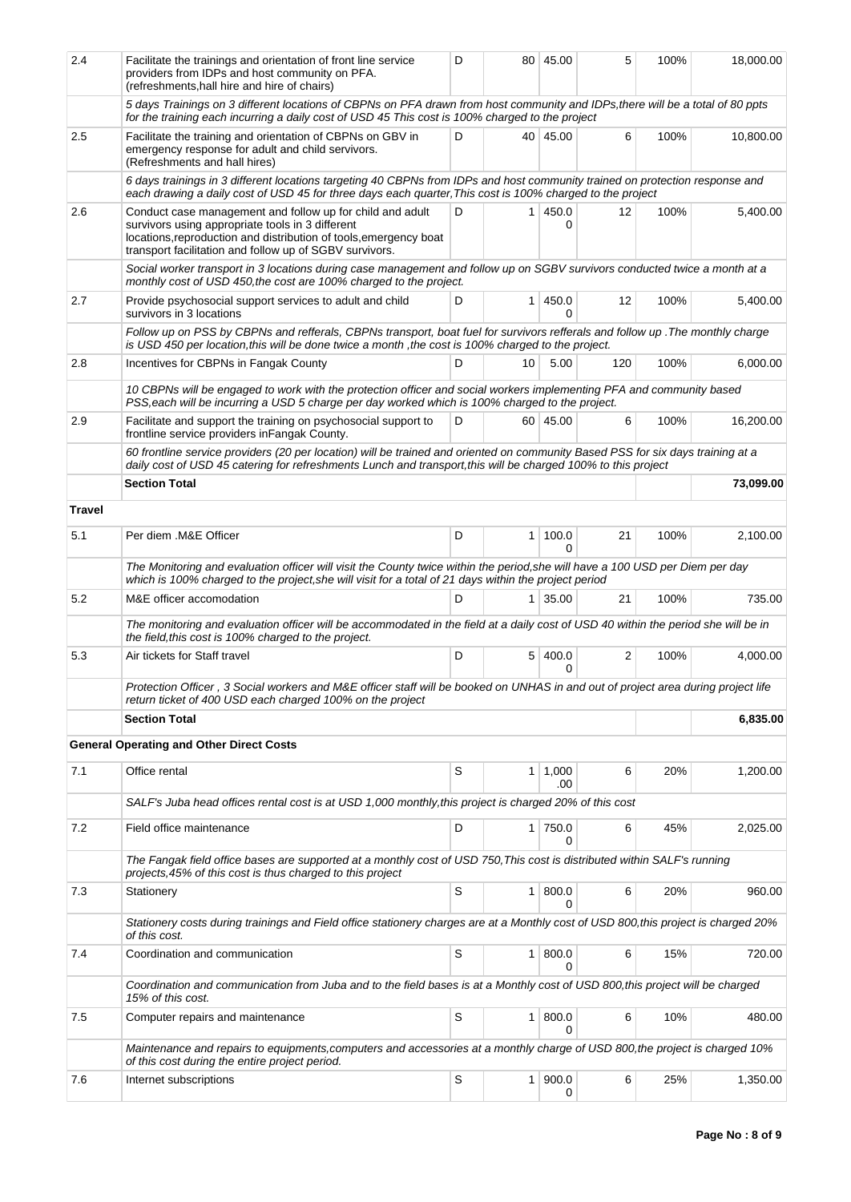| | | | | | | | |
|---|---|---|---|---|---|---|---|
| 2.4 | Facilitate the trainings and orientation of front line service providers from IDPs and host community on PFA. (refreshments,hall hire and hire of chairs) | D | 80 | 45.00 | 5 | 100% | 18,000.00 |
| | *5 days Trainings on 3 different locations of CBPNs on PFA drawn from host community and IDPs,there will be a total of 80 ppts for the training each incurring a daily cost of USD 45 This cost is 100% charged to the project* | | | | | | |
| 2.5 | Facilitate the training and orientation of CBPNs on GBV in emergency response for adult and child servivors. (Refreshments and hall hires) | D | 40 | 45.00 | 6 | 100% | 10,800.00 |
| | *6 days trainings in 3 different locations targeting 40 CBPNs from IDPs and host community trained on protection response and each drawing a daily cost of USD 45 for three days each quarter,This cost is 100% charged to the project* | | | | | | |
| 2.6 | Conduct case management and follow up for child and adult survivors using appropriate tools in 3 different locations,reproduction and distribution of tools,emergency boat transport facilitation and follow up of SGBV survivors. | D | 1 | 450.00 | 12 | 100% | 5,400.00 |
| | *Social worker transport in 3 locations during case management and follow up on SGBV survivors conducted twice a month at a monthly cost of USD 450,the cost are 100% charged to the project.* | | | | | | |
| 2.7 | Provide psychosocial support services to adult and child survivors in 3 locations | D | 1 | 450.00 | 12 | 100% | 5,400.00 |
| | *Follow up on PSS by CBPNs and refferals, CBPNs transport, boat fuel for survivors refferals and follow up .The monthly charge is USD 450 per location,this will be done twice a month ,the cost is 100% charged to the project.* | | | | | | |
| 2.8 | Incentives for CBPNs in Fangak County | D | 10 | 5.00 | 120 | 100% | 6,000.00 |
| | *10 CBPNs will be engaged to work with the protection officer and social workers implementing PFA and community based PSS,each will be incurring a USD 5 charge per day worked which is 100% charged to the project.* | | | | | | |
| 2.9 | Facilitate and support the training on psychosocial support to frontline service providers inFangak County. | D | 60 | 45.00 | 6 | 100% | 16,200.00 |
| | *60 frontline service providers (20 per location) will be trained and oriented on community Based PSS for six days training at a daily cost of USD 45 catering for refreshments Lunch and transport,this will be charged 100% to this project* | | | | | | |
| | **Section Total** | | | | | | **73,099.00** |
| **Travel** | | | | | | | |
| 5.1 | Per diem .M&E Officer | D | 1 | 100.00 | 21 | 100% | 2,100.00 |
| | *The Monitoring and evaluation officer will visit the County twice within the period,she will have a 100 USD per Diem per day which is 100% charged to the project,she will visit for a total of 21 days within the project period* | | | | | | |
| 5.2 | M&E officer accomodation | D | 1 | 35.00 | 21 | 100% | 735.00 |
| | *The monitoring and evaluation officer will be accommodated in the field at a daily cost of USD 40 within the period she will be in the field,this cost is 100% charged to the project.* | | | | | | |
| 5.3 | Air tickets for Staff travel | D | 5 | 400.00 | 2 | 100% | 4,000.00 |
| | *Protection Officer , 3 Social workers and M&E officer staff will be booked on UNHAS in and out of project area during project life return ticket of 400 USD each charged 100% on the project* | | | | | | |
| | **Section Total** | | | | | | **6,835.00** |
| | **General Operating and Other Direct Costs** | | | | | | |
| 7.1 | Office rental | S | 1 | 1,000.00 | 6 | 20% | 1,200.00 |
| | *SALF's Juba head offices rental cost is at USD 1,000 monthly,this project is charged 20% of this cost* | | | | | | |
| 7.2 | Field office maintenance | D | 1 | 750.00 | 6 | 45% | 2,025.00 |
| | *The Fangak field office bases are supported at a monthly cost of USD 750,This cost is distributed within SALF's running projects,45% of this cost is thus charged to this project* | | | | | | |
| 7.3 | Stationery | S | 1 | 800.00 | 6 | 20% | 960.00 |
| | *Stationery costs during trainings and Field office stationery charges are at a Monthly cost of USD 800,this project is charged 20% of this cost.* | | | | | | |
| 7.4 | Coordination and communication | S | 1 | 800.00 | 6 | 15% | 720.00 |
| | *Coordination and communication from Juba and to the field bases is at a Monthly cost of USD 800,this project will be charged 15% of this cost.* | | | | | | |
| 7.5 | Computer repairs and maintenance | S | 1 | 800.00 | 6 | 10% | 480.00 |
| | *Maintenance and repairs to equipments,computers and accessories at a monthly charge of USD 800,the project is charged 10% of this cost during the entire project period.* | | | | | | |
| 7.6 | Internet subscriptions | S | 1 | 900.00 | 6 | 25% | 1,350.00 |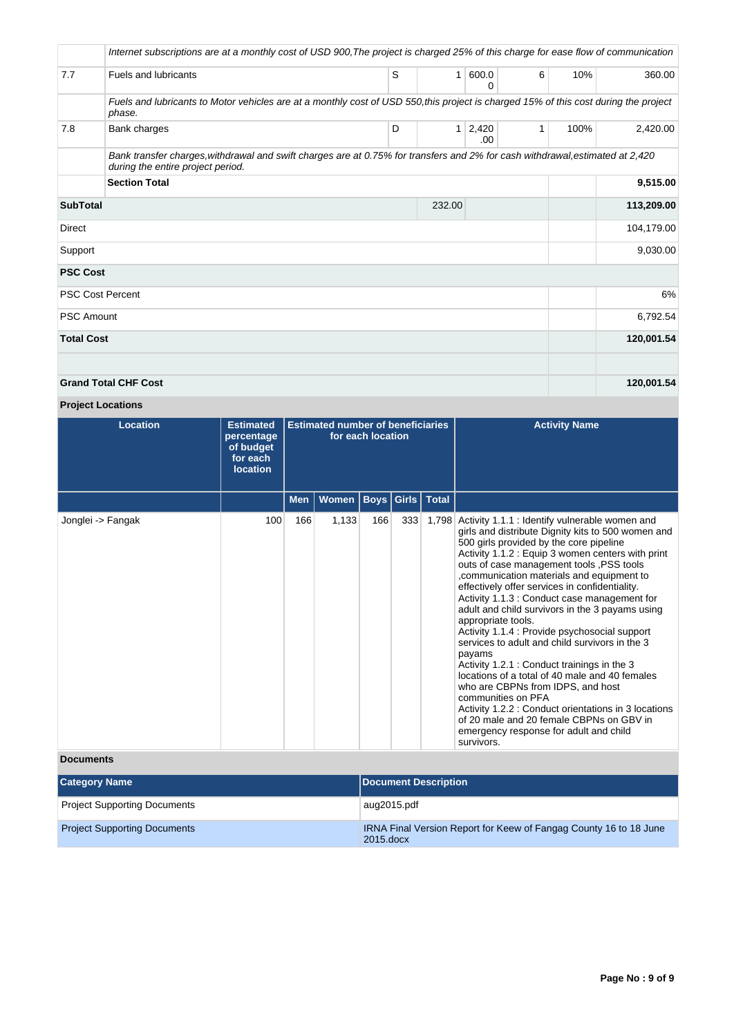| | | | | | | | |
|---|---|---|---|---|---|---|---|
| | *Internet subscriptions are at a monthly cost of USD 900,The project is charged 25% of this charge for ease flow of communication* | | | | | | |
| 7.7 | Fuels and lubricants | S | 1 | 600.00 | 6 | 10% | 360.00 |
| | *Fuels and lubricants to Motor vehicles are at a monthly cost of USD 550,this project is charged 15% of this cost during the project phase.* | | | | | | |
| 7.8 | Bank charges | D | 1 | 2,420.00 | 1 | 100% | 2,420.00 |
| | *Bank transfer charges,withdrawal and swift charges are at 0.75% for transfers and 2% for cash withdrawal,estimated at 2,420 during the entire project period.* | | | | | | |
| | **Section Total** | | | | | | **9,515.00** |
| **SubTotal** | | | 232.00 | | | | **113,209.00** |
| Direct | | | | | | | 104,179.00 |
| Support | | | | | | | 9,030.00 |
| **PSC Cost** | | | | | | | |
| PSC Cost Percent | | | | | | | 6% |
| PSC Amount | | | | | | | 6,792.54 |
| **Total Cost** | | | | | | | **120,001.54** |
| | | | | | | | |
| **Grand Total CHF Cost** | | | | | | | **120,001.54** |

**Project Locations**

| Location | Estimated percentage of budget for each location | Estimated number of beneficiaries for each location | | | | | Activity Name |
|---|---|---|---|---|---|---|---|
| | | Men | Women | Boys | Girls | Total | |
| Jonglei -> Fangak | 100 | 166 | 1,133 | 166 | 333 | 1,798 | Activity 1.1.1 : Identify vulnerable women and girls and distribute Dignity kits to 500 women and 500 girls provided by the core pipeline<br>Activity 1.1.2 : Equip 3 women centers with print outs of case management tools ,PSS tools ,communication materials and equipment to effectively offer services in confidentiality.<br>Activity 1.1.3 : Conduct case management for adult and child survivors in the 3 payams using appropriate tools.<br>Activity 1.1.4 : Provide psychosocial support services to adult and child survivors in the 3 payams<br>Activity 1.2.1 : Conduct trainings in the 3 locations of a total of 40 male and 40 females who are CBPNs from IDPS, and host communities on PFA<br>Activity 1.2.2 : Conduct orientations in 3 locations of 20 male and 20 female CBPNs on GBV in emergency response for adult and child survivors. |

**Documents**

| Category Name | Document Description |
|---|---|
| Project Supporting Documents | aug2015.pdf |
| Project Supporting Documents | IRNA Final Version Report for Keew of Fangag County 16 to 18 June 2015.docx |